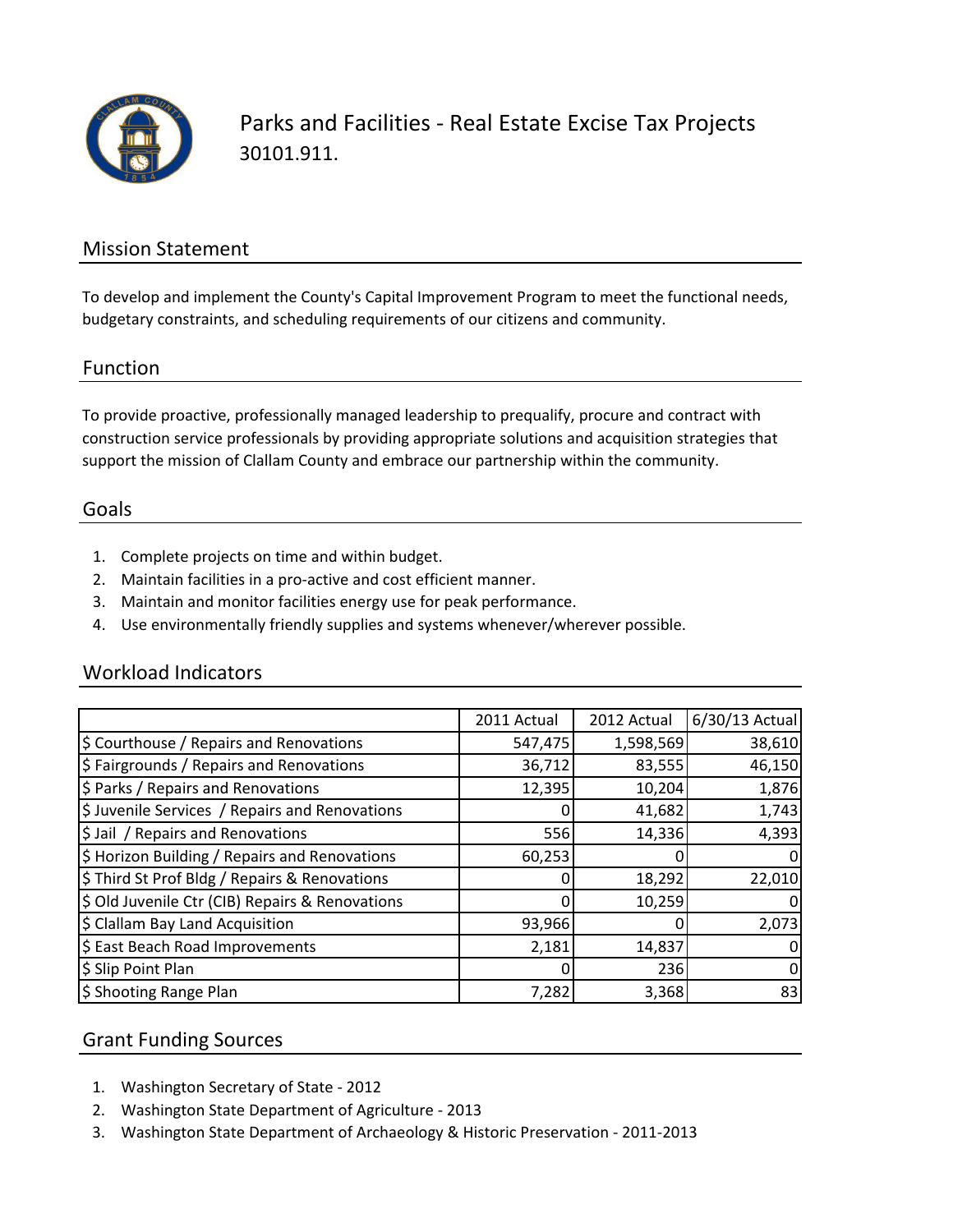# Parks and Facilities - Real Estate Excise Tax Projects

30101.911.

## Mission Statement

To develop and implement the County's Capital Improvement Program to meet the functional needs, budgetary constraints, and scheduling requirements of our citizens and community.

## Function

To provide proactive, professionally managed leadership to prequalify, procure and contract with construction service professionals by providing appropriate solutions and acquisition strategies that support the mission of Clallam County and embrace our partnership within the community.

## Goals

1. Complete projects on time and within budget.
2. Maintain facilities in a pro-active and cost efficient manner.
3. Maintain and monitor facilities energy use for peak performance.
4. Use environmentally friendly supplies and systems whenever/wherever possible.

## Workload Indicators

| | 2011 Actual | 2012 Actual | 6/30/13 Actual |
|---|---|---|---|
| $ Courthouse / Repairs and Renovations | 547,475 | 1,598,569 | 38,610 |
| $ Fairgrounds / Repairs and Renovations | 36,712 | 83,555 | 46,150 |
| $ Parks / Repairs and Renovations | 12,395 | 10,204 | 1,876 |
| $ Juvenile Services / Repairs and Renovations | 0 | 41,682 | 1,743 |
| $ Jail / Repairs and Renovations | 556 | 14,336 | 4,393 |
| $ Horizon Building / Repairs and Renovations | 60,253 | 0 | 0 |
| $ Third St Prof Bldg / Repairs & Renovations | 0 | 18,292 | 22,010 |
| $ Old Juvenile Ctr (CIB) Repairs & Renovations | 0 | 10,259 | 0 |
| $ Clallam Bay Land Acquisition | 93,966 | 0 | 2,073 |
| $ East Beach Road Improvements | 2,181 | 14,837 | 0 |
| $ Slip Point Plan | 0 | 236 | 0 |
| $ Shooting Range Plan | 7,282 | 3,368 | 83 |

## Grant Funding Sources

1. Washington Secretary of State - 2012
2. Washington State Department of Agriculture - 2013
3. Washington State Department of Archaeology & Historic Preservation - 2011-2013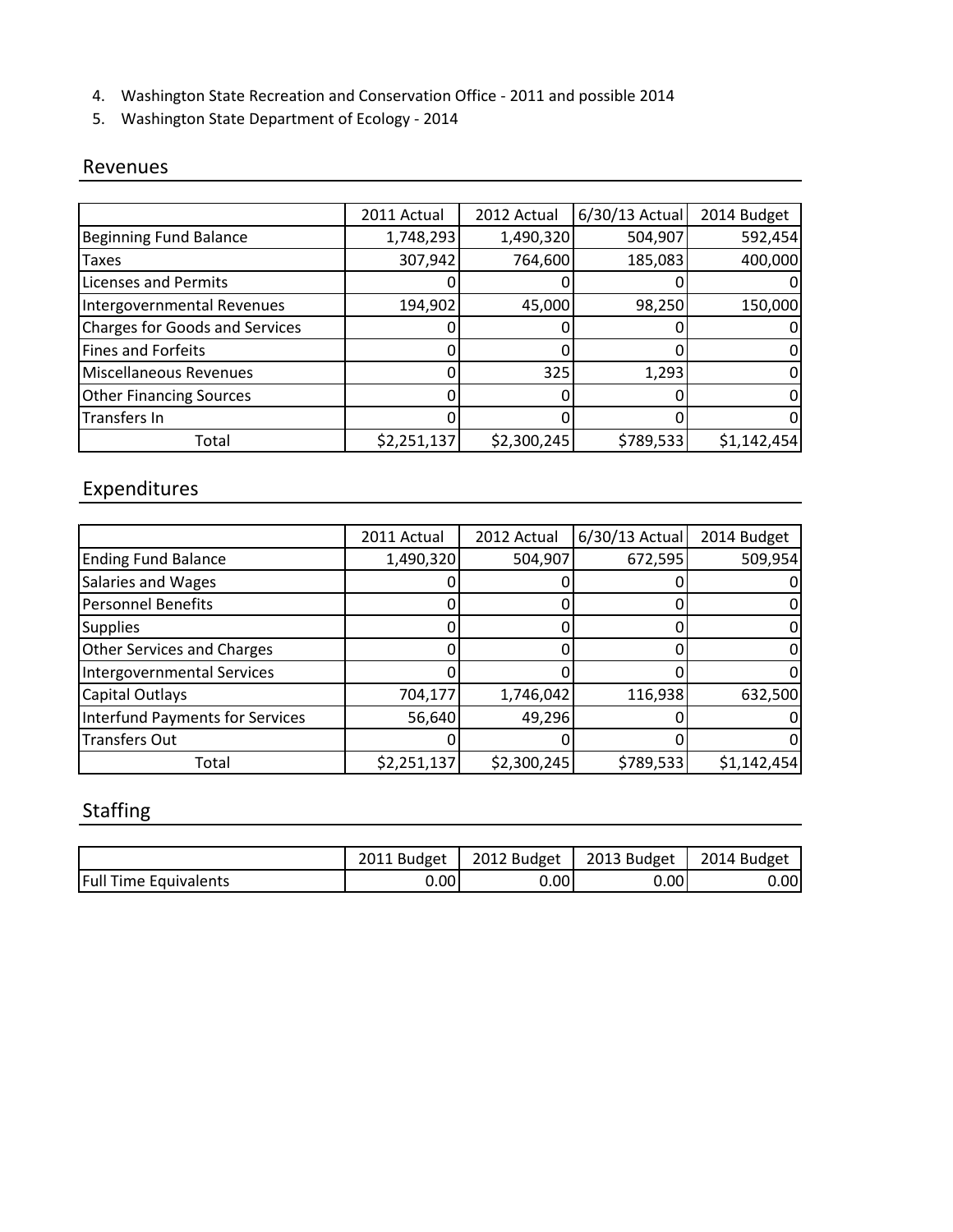4. Washington State Recreation and Conservation Office - 2011 and possible 2014
5. Washington State Department of Ecology - 2014

## Revenues

| | 2011 Actual | 2012 Actual | 6/30/13 Actual | 2014 Budget |
|---|---|---|---|---|
| Beginning Fund Balance | 1,748,293 | 1,490,320 | 504,907 | 592,454 |
| Taxes | 307,942 | 764,600 | 185,083 | 400,000 |
| Licenses and Permits | 0 | 0 | 0 | 0 |
| Intergovernmental Revenues | 194,902 | 45,000 | 98,250 | 150,000 |
| Charges for Goods and Services | 0 | 0 | 0 | 0 |
| Fines and Forfeits | 0 | 0 | 0 | 0 |
| Miscellaneous Revenues | 0 | 325 | 1,293 | 0 |
| Other Financing Sources | 0 | 0 | 0 | 0 |
| Transfers In | 0 | 0 | 0 | 0 |
| Total | $2,251,137 | $2,300,245 | $789,533 | $1,142,454 |

## Expenditures

| | 2011 Actual | 2012 Actual | 6/30/13 Actual | 2014 Budget |
|---|---|---|---|---|
| Ending Fund Balance | 1,490,320 | 504,907 | 672,595 | 509,954 |
| Salaries and Wages | 0 | 0 | 0 | 0 |
| Personnel Benefits | 0 | 0 | 0 | 0 |
| Supplies | 0 | 0 | 0 | 0 |
| Other Services and Charges | 0 | 0 | 0 | 0 |
| Intergovernmental Services | 0 | 0 | 0 | 0 |
| Capital Outlays | 704,177 | 1,746,042 | 116,938 | 632,500 |
| Interfund Payments for Services | 56,640 | 49,296 | 0 | 0 |
| Transfers Out | 0 | 0 | 0 | 0 |
| Total | $2,251,137 | $2,300,245 | $789,533 | $1,142,454 |

## Staffing

| | 2011 Budget | 2012 Budget | 2013 Budget | 2014 Budget |
|---|---|---|---|---|
| Full Time Equivalents | 0.00 | 0.00 | 0.00 | 0.00 |